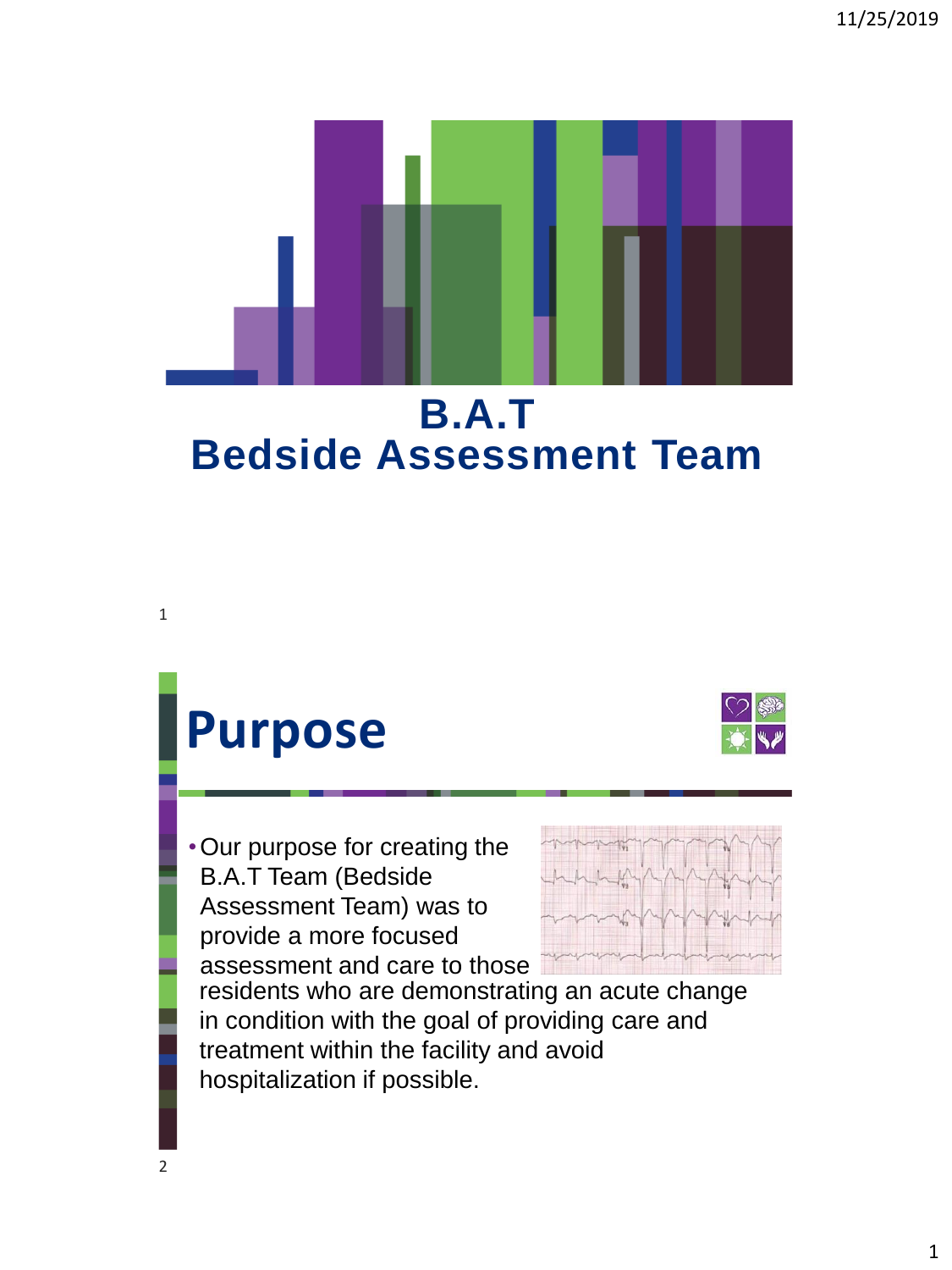# B.A.T
# Bedside Assessment Team

## Purpose

- Our purpose for creating the B.A.T Team (Bedside Assessment Team) was to provide a more focused assessment and care to those residents who are demonstrating an acute change in condition with the goal of providing care and treatment within the facility and avoid hospitalization if possible.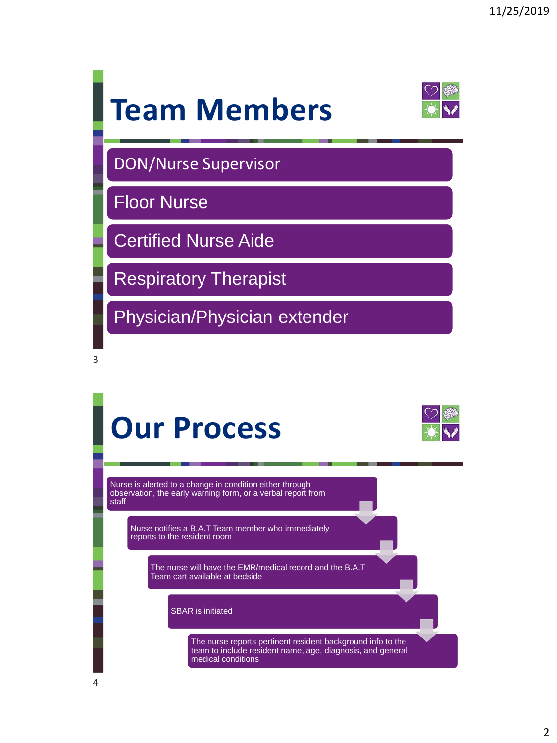# Team Members

- DON/Nurse Supervisor
- Floor Nurse
- Certified Nurse Aide
- Respiratory Therapist
- Physician/Physician extender

# Our Process

1. Nurse is alerted to a change in condition either through observation, the early warning form, or a verbal report from staff
2. Nurse notifies a B.A.T Team member who immediately reports to the resident room
3. The nurse will have the EMR/medical record and the B.A.T Team cart available at bedside
4. SBAR is initiated
5. The nurse reports pertinent resident background info to the team to include resident name, age, diagnosis, and general medical conditions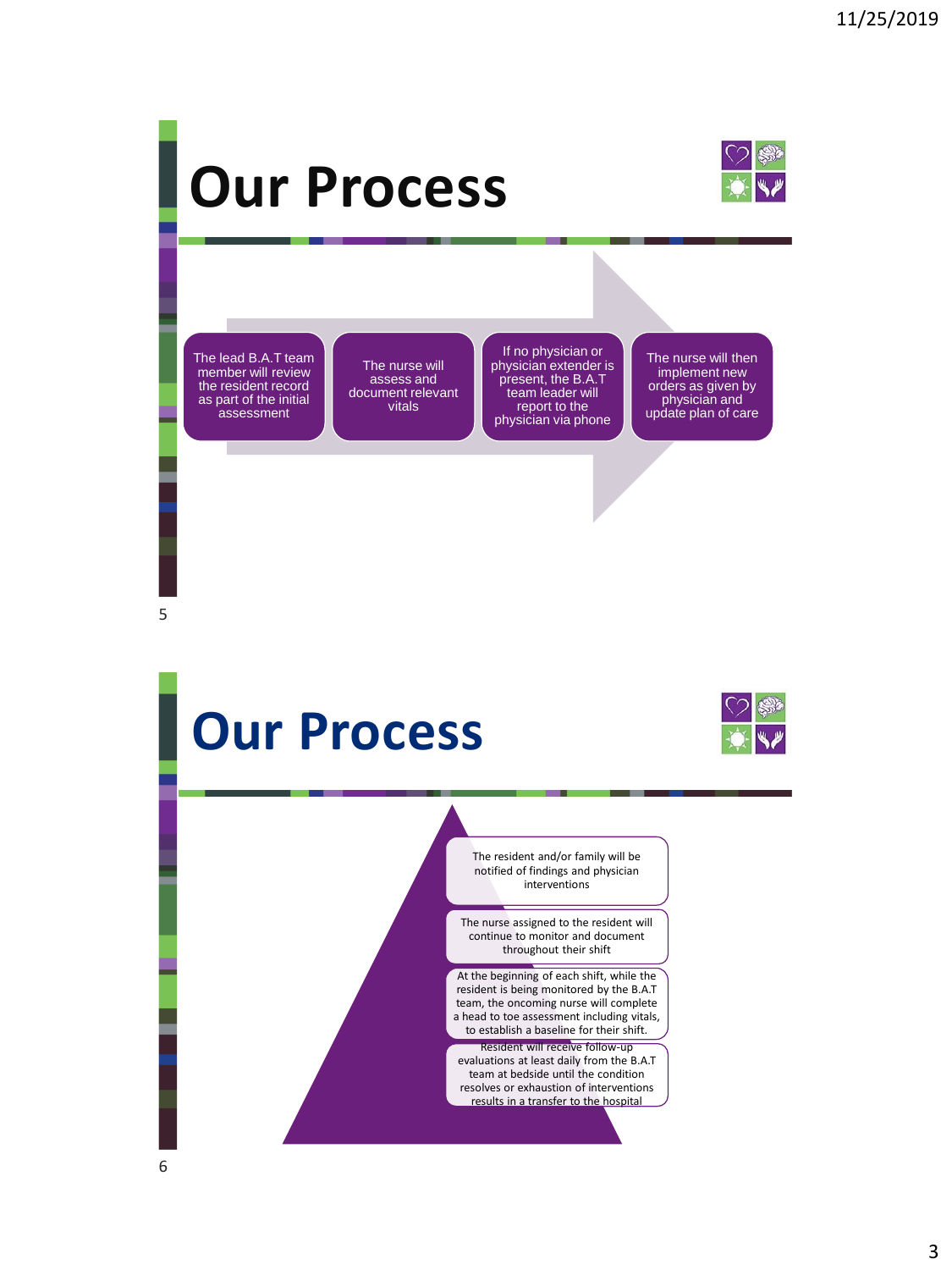# Our Process

- The lead B.A.T team member will review the resident record as part of the initial assessment
- The nurse will assess and document relevant vitals
- If no physician or physician extender is present, the B.A.T team leader will report to the physician via phone
- The nurse will then implement new orders as given by physician and update plan of care

# Our Process

- The resident and/or family will be notified of findings and physician interventions
- The nurse assigned to the resident will continue to monitor and document throughout their shift
- At the beginning of each shift, while the resident is being monitored by the B.A.T team, the oncoming nurse will complete a head to toe assessment including vitals, to establish a baseline for their shift.
- Resident will receive follow-up evaluations at least daily from the B.A.T team at bedside until the condition resolves or exhaustion of interventions results in a transfer to the hospital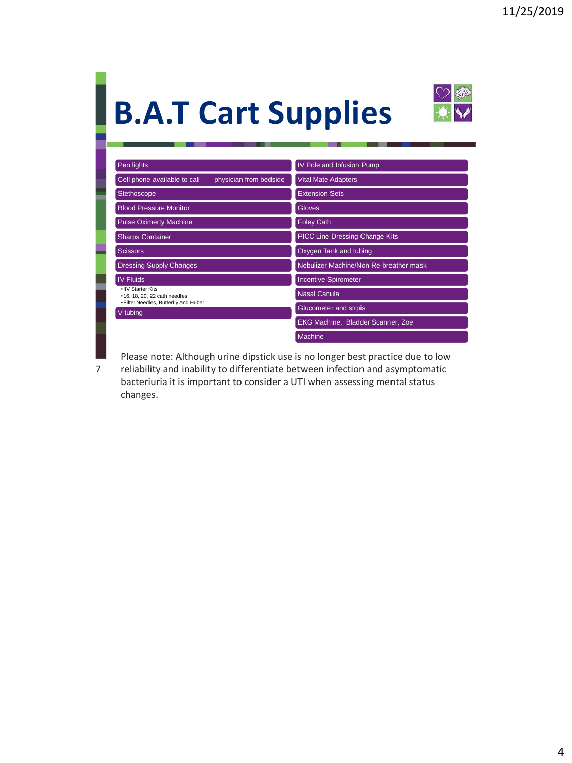# B.A.T Cart Supplies

| | |
|---|---|
| Pen lights | IV Pole and Infusion Pump |
| Cell phone available to call physician from bedside | Vital Mate Adapters |
| Stethoscope | Extension Sets |
| Blood Pressure Monitor | Gloves |
| Pulse Oximerty Machine | Foley Cath |
| Sharps Container | PICC Line Dressing Change Kits |
| Scissors | Oxygen Tank and tubing |
| Dressing Supply Changes | Nebulizer Machine/Non Re-breather mask |
| IV Fluids<br>• IIV Starter Kits<br>• 16, 18, 20, 22 cath needles<br>• Filter Needles, Butterfly and Huber | Incentive Spirometer |
| V tubing | Nasal Canula |
| | Glucometer and strpis |
| | EKG Machine, Bladder Scanner, Zoe Machine |

7

Please note: Although urine dipstick use is no longer best practice due to low reliability and inability to differentiate between infection and asymptomatic bacteriuria it is important to consider a UTI when assessing mental status changes.